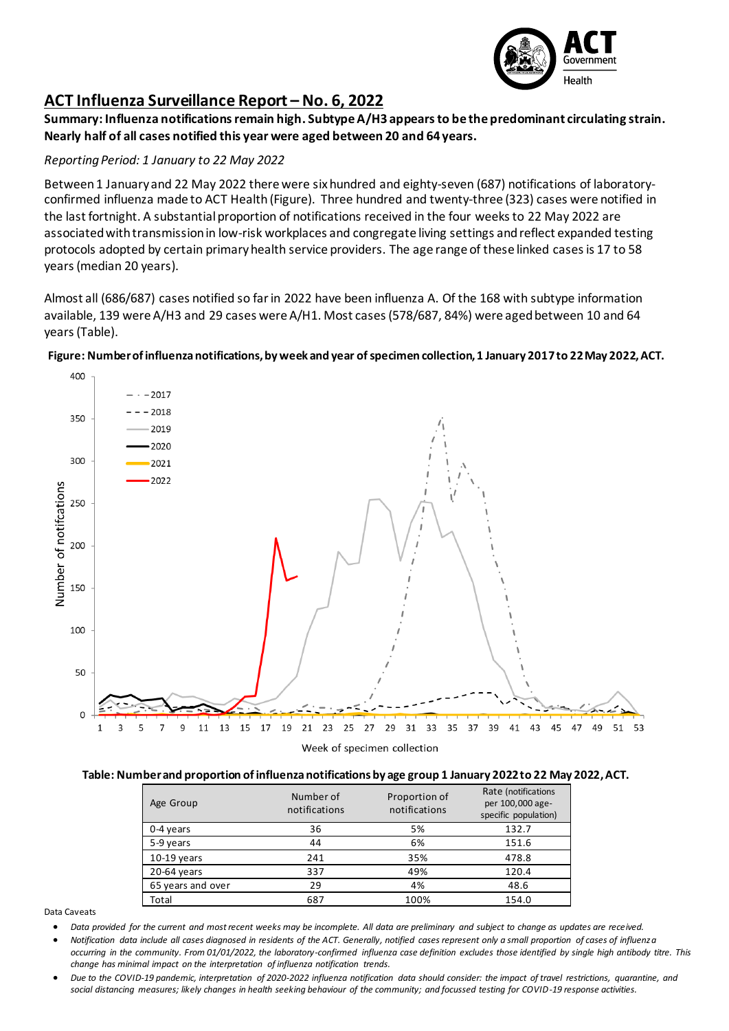# ACT Influenza Surveillance Report – No. 6, 2022

**Summary: Influenza notifications remain high. Subtype A/H3 appears to be the predominant circulating strain. Nearly half of all cases notified this year were aged between 20 and 64 years.**

*Reporting Period: 1 January to 22 May 2022*

Between 1 January and 22 May 2022 there were six hundred and eighty-seven (687) notifications of laboratory-confirmed influenza made to ACT Health (Figure). Three hundred and twenty-three (323) cases were notified in the last fortnight. A substantial proportion of notifications received in the four weeks to 22 May 2022 are associated with transmission in low-risk workplaces and congregate living settings and reflect expanded testing protocols adopted by certain primary health service providers. The age range of these linked cases is 17 to 58 years (median 20 years).

Almost all (686/687) cases notified so far in 2022 have been influenza A. Of the 168 with subtype information available, 139 were A/H3 and 29 cases were A/H1. Most cases (578/687, 84%) were aged between 10 and 64 years (Table).

**Figure: Number of influenza notifications, by week and year of specimen collection, 1 January 2017 to 22 May 2022, ACT.**

**Table: Number and proportion of influenza notifications by age group 1 January 2022 to 22 May 2022, ACT.**

| Age Group | Number of notifications | Proportion of notifications | Rate (notifications per 100,000 age-specific population) |
|---|---|---|---|
| 0-4 years | 36 | 5% | 132.7 |
| 5-9 years | 44 | 6% | 151.6 |
| 10-19 years | 241 | 35% | 478.8 |
| 20-64 years | 337 | 49% | 120.4 |
| 65 years and over | 29 | 4% | 48.6 |
| Total | 687 | 100% | 154.0 |

Data Caveats

- *Data provided for the current and most recent weeks may be incomplete. All data are preliminary and subject to change as updates are received.*
- *Notification data include all cases diagnosed in residents of the ACT. Generally, notified cases represent only a small proportion of cases of influenza occurring in the community. From 01/01/2022, the laboratory-confirmed influenza case definition excludes those identified by single high antibody titre. This change has minimal impact on the interpretation of influenza notification trends.*
- *Due to the COVID-19 pandemic, interpretation of 2020-2022 influenza notification data should consider: the impact of travel restrictions, quarantine, and social distancing measures; likely changes in health seeking behaviour of the community; and focussed testing for COVID-19 response activities.*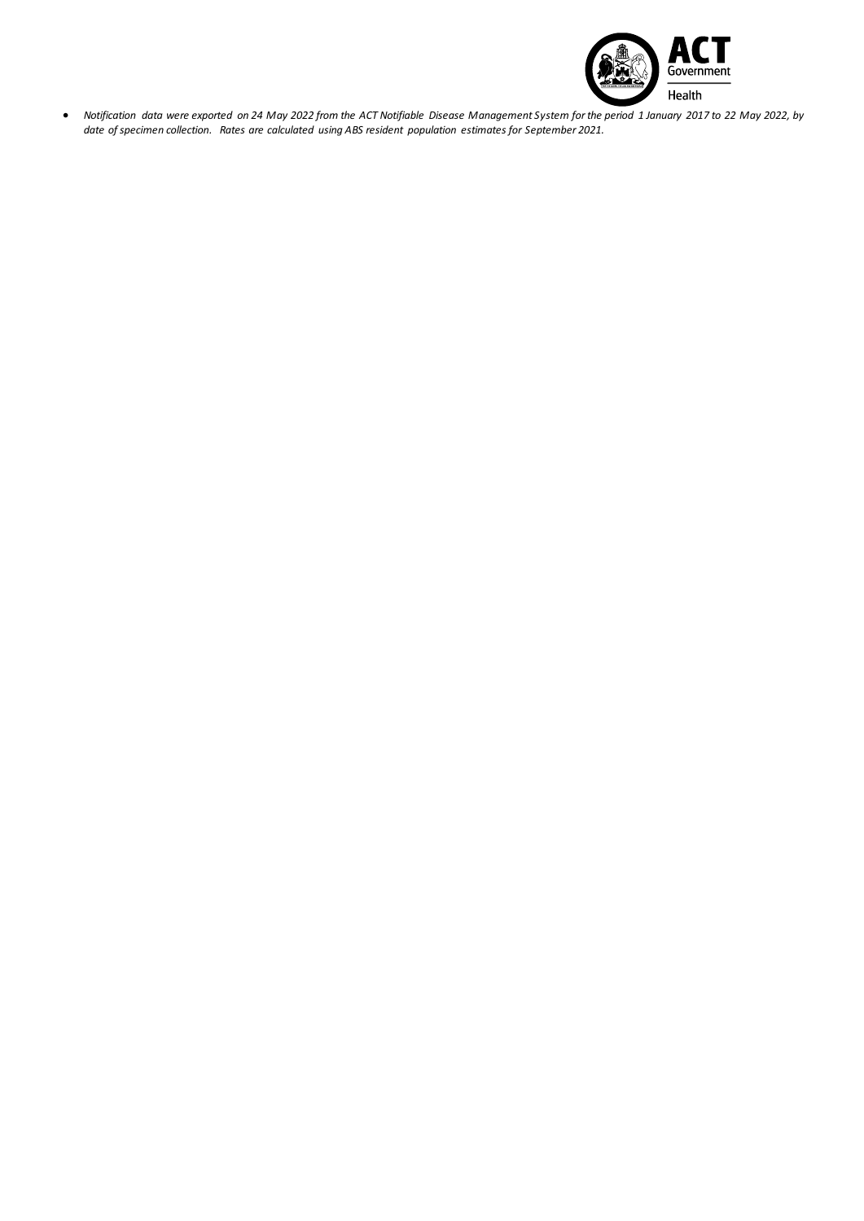- *Notification data were exported on 24 May 2022 from the ACT Notifiable Disease Management System for the period 1 January 2017 to 22 May 2022, by date of specimen collection. Rates are calculated using ABS resident population estimates for September 2021.*